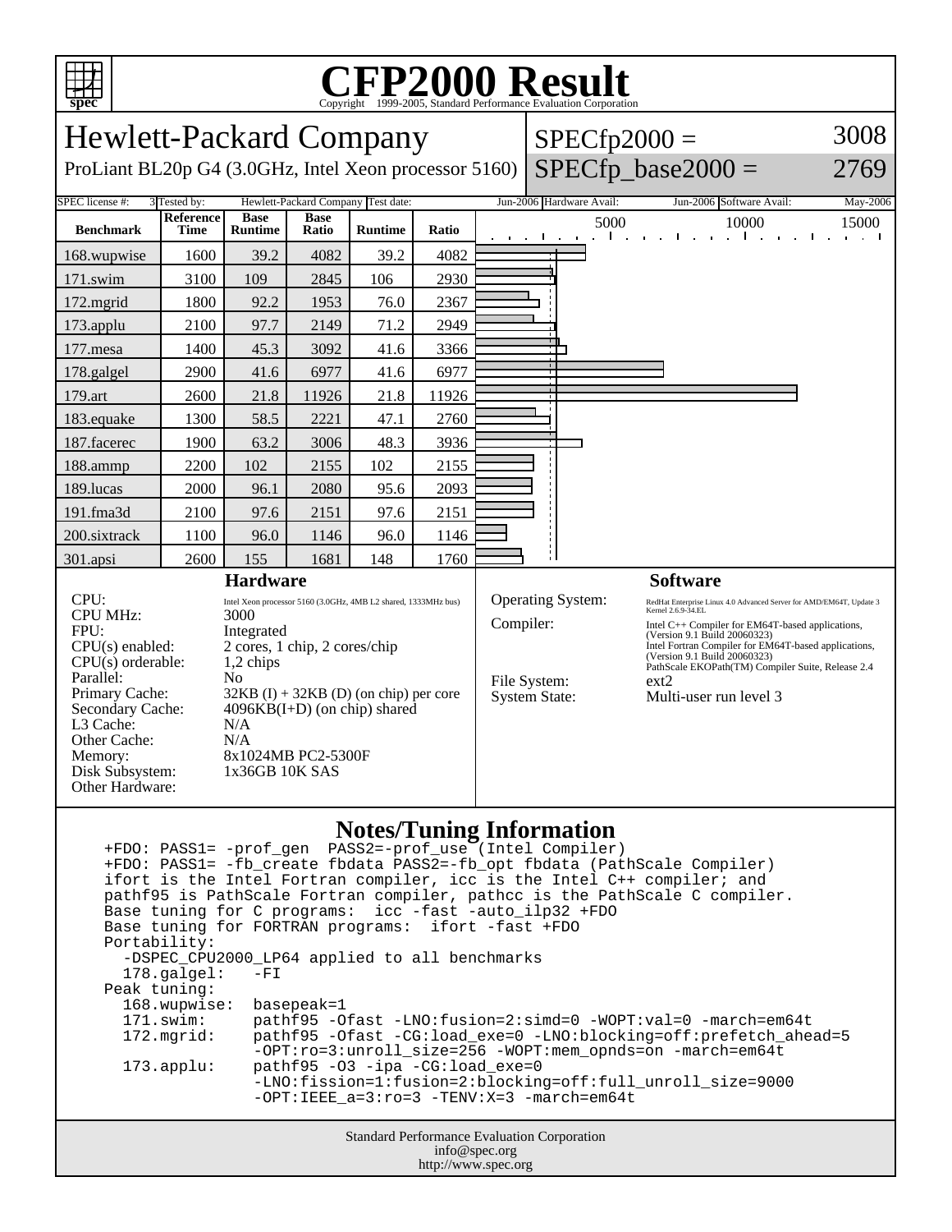# CFP2000 Result

Copyright 1999-2005, Standard Performance Evaluation Corporation

## Hewlett-Packard Company

ProLiant BL20p G4 (3.0GHz, Intel Xeon processor 5160)

SPECfp2000 = 3008

SPECfp_base2000 = 2769

SPEC license #: 3 | Tested by: Hewlett-Packard Company | Test date: Jun-2006 | Hardware Avail: Jun-2006 | Software Avail: May-2006

| Benchmark | Reference Time | Base Runtime | Base Ratio | Runtime | Ratio |
|---|---|---|---|---|---|
| 168.wupwise | 1600 | 39.2 | 4082 | 39.2 | 4082 |
| 171.swim | 3100 | 109 | 2845 | 106 | 2930 |
| 172.mgrid | 1800 | 92.2 | 1953 | 76.0 | 2367 |
| 173.applu | 2100 | 97.7 | 2149 | 71.2 | 2949 |
| 177.mesa | 1400 | 45.3 | 3092 | 41.6 | 3366 |
| 178.galgel | 2900 | 41.6 | 6977 | 41.6 | 6977 |
| 179.art | 2600 | 21.8 | 11926 | 21.8 | 11926 |
| 183.equake | 1300 | 58.5 | 2221 | 47.1 | 2760 |
| 187.facerec | 1900 | 63.2 | 3006 | 48.3 | 3936 |
| 188.ammp | 2200 | 102 | 2155 | 102 | 2155 |
| 189.lucas | 2000 | 96.1 | 2080 | 95.6 | 2093 |
| 191.fma3d | 2100 | 97.6 | 2151 | 97.6 | 2151 |
| 200.sixtrack | 1100 | 96.0 | 1146 | 96.0 | 1146 |
| 301.apsi | 2600 | 155 | 1681 | 148 | 1760 |

### Hardware

| | |
|---|---|
| CPU: | Intel Xeon processor 5160 (3.0GHz, 4MB L2 shared, 1333MHz bus) |
| CPU MHz: | 3000 |
| FPU: | Integrated |
| CPU(s) enabled: | 2 cores, 1 chip, 2 cores/chip |
| CPU(s) orderable: | 1,2 chips |
| Parallel: | No |
| Primary Cache: | 32KB (I) + 32KB (D) (on chip) per core |
| Secondary Cache: | 4096KB(I+D) (on chip) shared |
| L3 Cache: | N/A |
| Other Cache: | N/A |
| Memory: | 8x1024MB PC2-5300F |
| Disk Subsystem: | 1x36GB 10K SAS |
| Other Hardware: | |

### Software

| | |
|---|---|
| Operating System: | RedHat Enterprise Linux 4.0 Advanced Server for AMD/EM64T, Update 3 Kernel 2.6.9-34.EL |
| Compiler: | Intel C++ Compiler for EM64T-based applications, (Version 9.1 Build 20060323) Intel Fortran Compiler for EM64T-based applications, (Version 9.1 Build 20060323) PathScale EKOPath(TM) Compiler Suite, Release 2.4 |
| File System: | ext2 |
| System State: | Multi-user run level 3 |

### Notes/Tuning Information

```
+FDO: PASS1= -prof_gen  PASS2=-prof_use (Intel Compiler)
+FDO: PASS1= -fb_create fbdata PASS2=-fb_opt fbdata (PathScale Compiler)
ifort is the Intel Fortran compiler, icc is the Intel C++ compiler; and
pathf95 is PathScale Fortran compiler, pathcc is the PathScale C compiler.
Base tuning for C programs:  icc -fast -auto_ilp32 +FDO
Base tuning for FORTRAN programs:  ifort -fast +FDO
Portability:
  -DSPEC_CPU2000_LP64 applied to all benchmarks
  178.galgel:   -FI
Peak tuning:
  168.wupwise:  basepeak=1
  171.swim:     pathf95 -Ofast -LNO:fusion=2:simd=0 -WOPT:val=0 -march=em64t
  172.mgrid:    pathf95 -Ofast -CG:load_exe=0 -LNO:blocking=off:prefetch_ahead=5
                -OPT:ro=3:unroll_size=256 -WOPT:mem_opnds=on -march=em64t
  173.applu:    pathf95 -O3 -ipa -CG:load_exe=0
                -LNO:fission=1:fusion=2:blocking=off:full_unroll_size=9000
                -OPT:IEEE_a=3:ro=3 -TENV:X=3 -march=em64t
```

Standard Performance Evaluation Corporation
info@spec.org
http://www.spec.org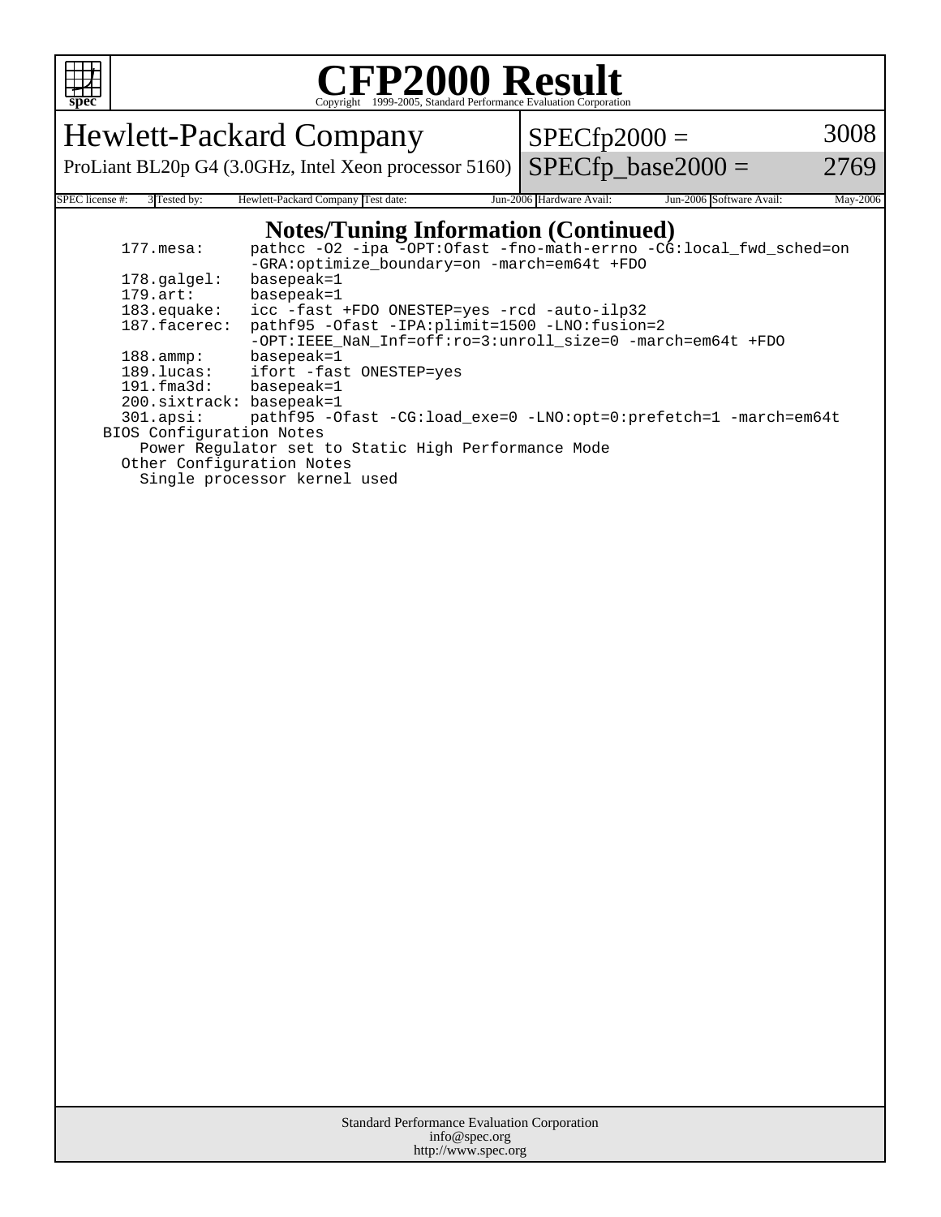# CFP2000 Result

Copyright 1999-2005, Standard Performance Evaluation Corporation

## Hewlett-Packard Company

ProLiant BL20p G4 (3.0GHz, Intel Xeon processor 5160)

SPECfp2000 = 3008

SPECfp_base2000 = 2769

| SPEC license #: | 3 | Tested by: | Hewlett-Packard Company | Test date: | Jun-2006 | Hardware Avail: | Jun-2006 | Software Avail: | May-2006 |
|---|---|---|---|---|---|---|---|---|---|

### Notes/Tuning Information (Continued)

```
    177.mesa:      pathcc -O2 -ipa -OPT:Ofast -fno-math-errno -CG:local_fwd_sched=on
                   -GRA:optimize_boundary=on -march=em64t +FDO
    178.galgel:    basepeak=1
    179.art:       basepeak=1
    183.equake:    icc -fast +FDO ONESTEP=yes -rcd -auto-ilp32
    187.facerec:   pathf95 -Ofast -IPA:plimit=1500 -LNO:fusion=2
                   -OPT:IEEE_NaN_Inf=off:ro=3:unroll_size=0 -march=em64t +FDO
    188.ammp:      basepeak=1
    189.lucas:     ifort -fast ONESTEP=yes
    191.fma3d:     basepeak=1
    200.sixtrack: basepeak=1
    301.apsi:      pathf95 -Ofast -CG:load_exe=0 -LNO:opt=0:prefetch=1 -march=em64t
  BIOS Configuration Notes
     Power Regulator set to Static High Performance Mode
    Other Configuration Notes
     Single processor kernel used
```

Standard Performance Evaluation Corporation
info@spec.org
http://www.spec.org